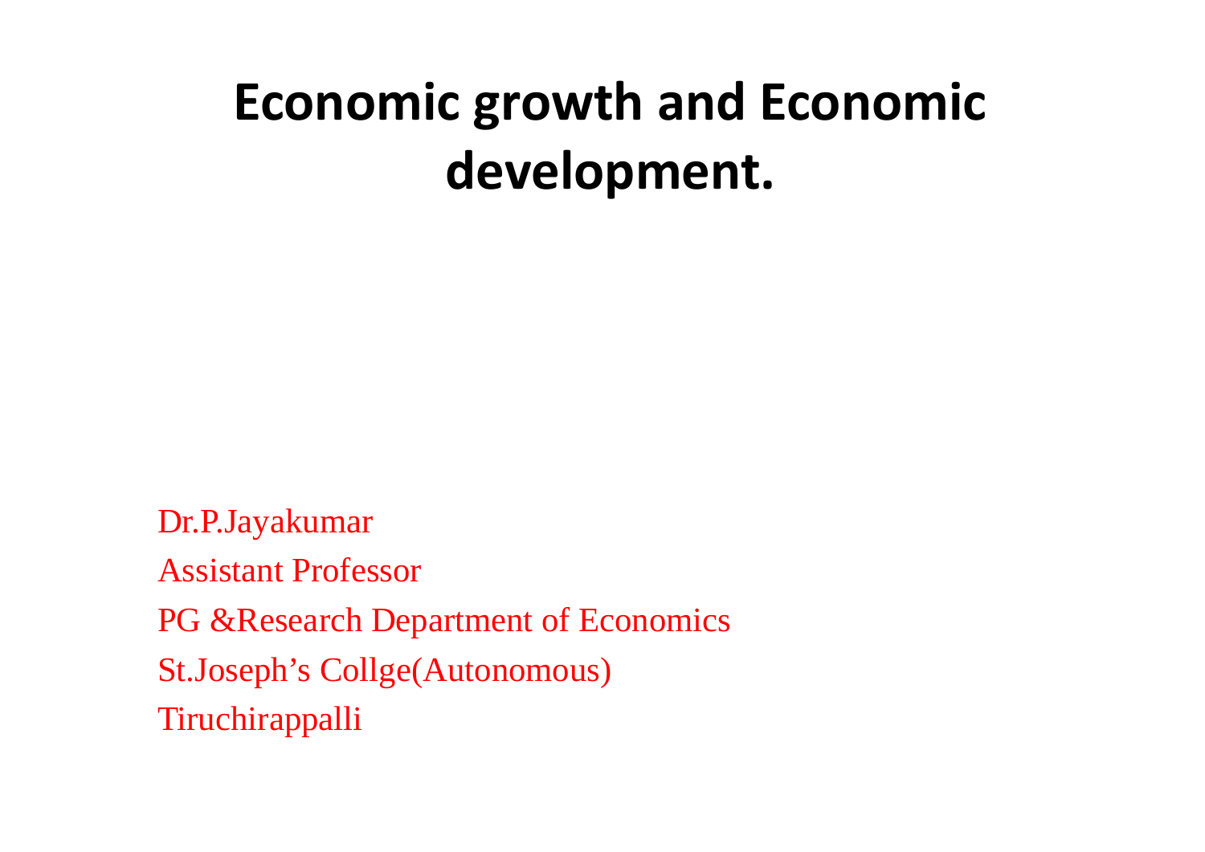# Economic growth and Economic development.

Dr.P.Jayakumar

Assistant Professor

PG &Research Department of Economics

St.Joseph's Collge(Autonomous)

Tiruchirappalli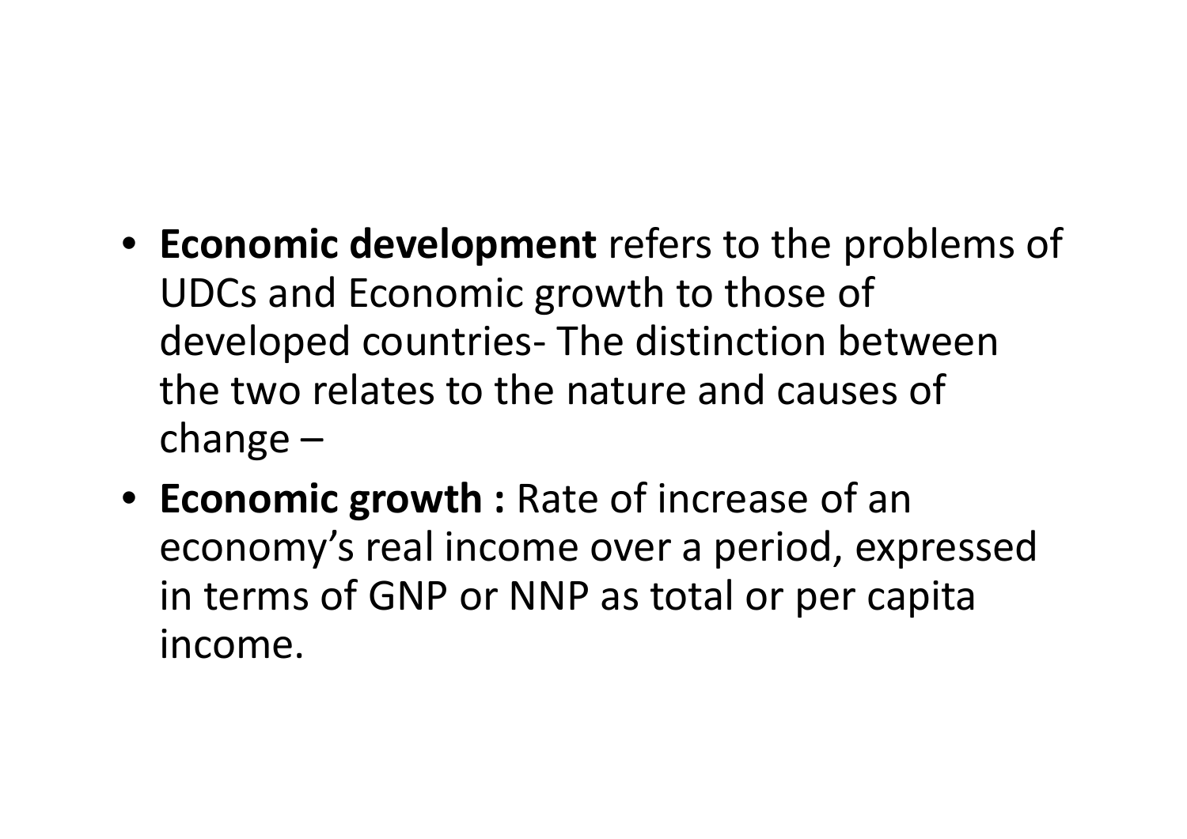- **Economic development** refers to the problems of UDCs and Economic growth to those of developed countries- The distinction between the two relates to the nature and causes of change –
- **Economic growth :** Rate of increase of an economy's real income over a period, expressed in terms of GNP or NNP as total or per capita income.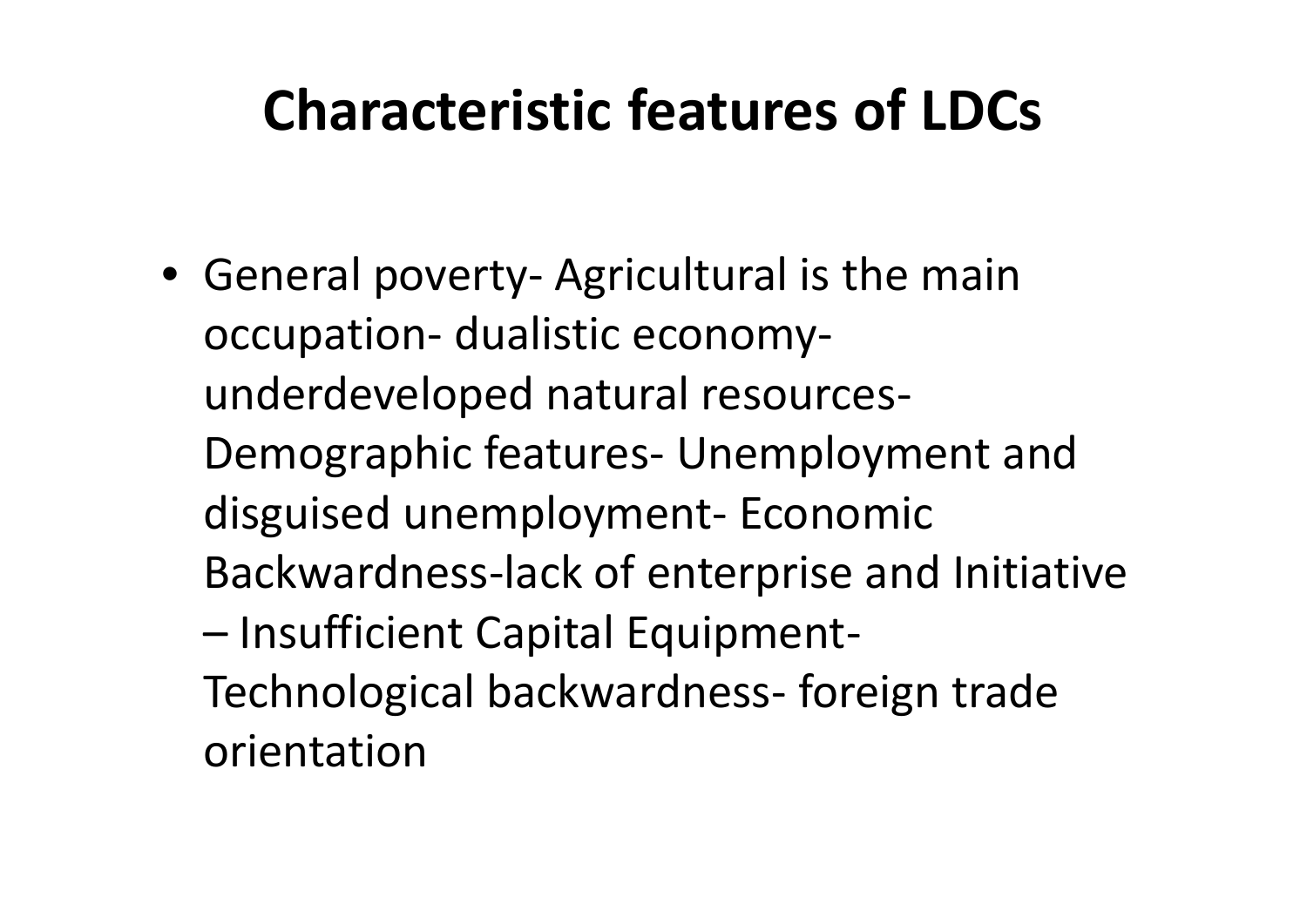# Characteristic features of LDCs

- General poverty- Agricultural is the main occupation- dualistic economy- underdeveloped natural resources- Demographic features- Unemployment and disguised unemployment- Economic Backwardness-lack of enterprise and Initiative – Insufficient Capital Equipment- Technological backwardness- foreign trade orientation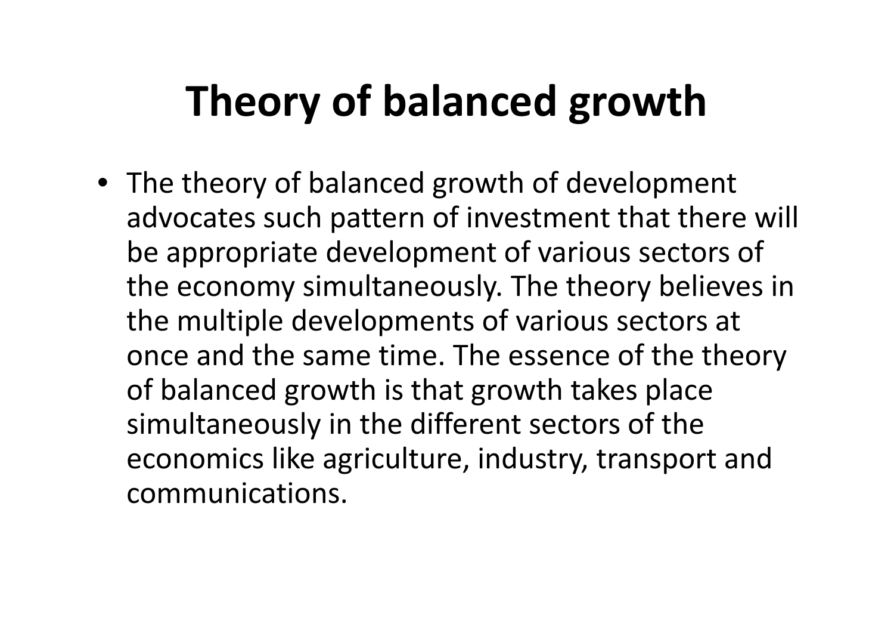# Theory of balanced growth

- The theory of balanced growth of development advocates such pattern of investment that there will be appropriate development of various sectors of the economy simultaneously. The theory believes in the multiple developments of various sectors at once and the same time. The essence of the theory of balanced growth is that growth takes place simultaneously in the different sectors of the economics like agriculture, industry, transport and communications.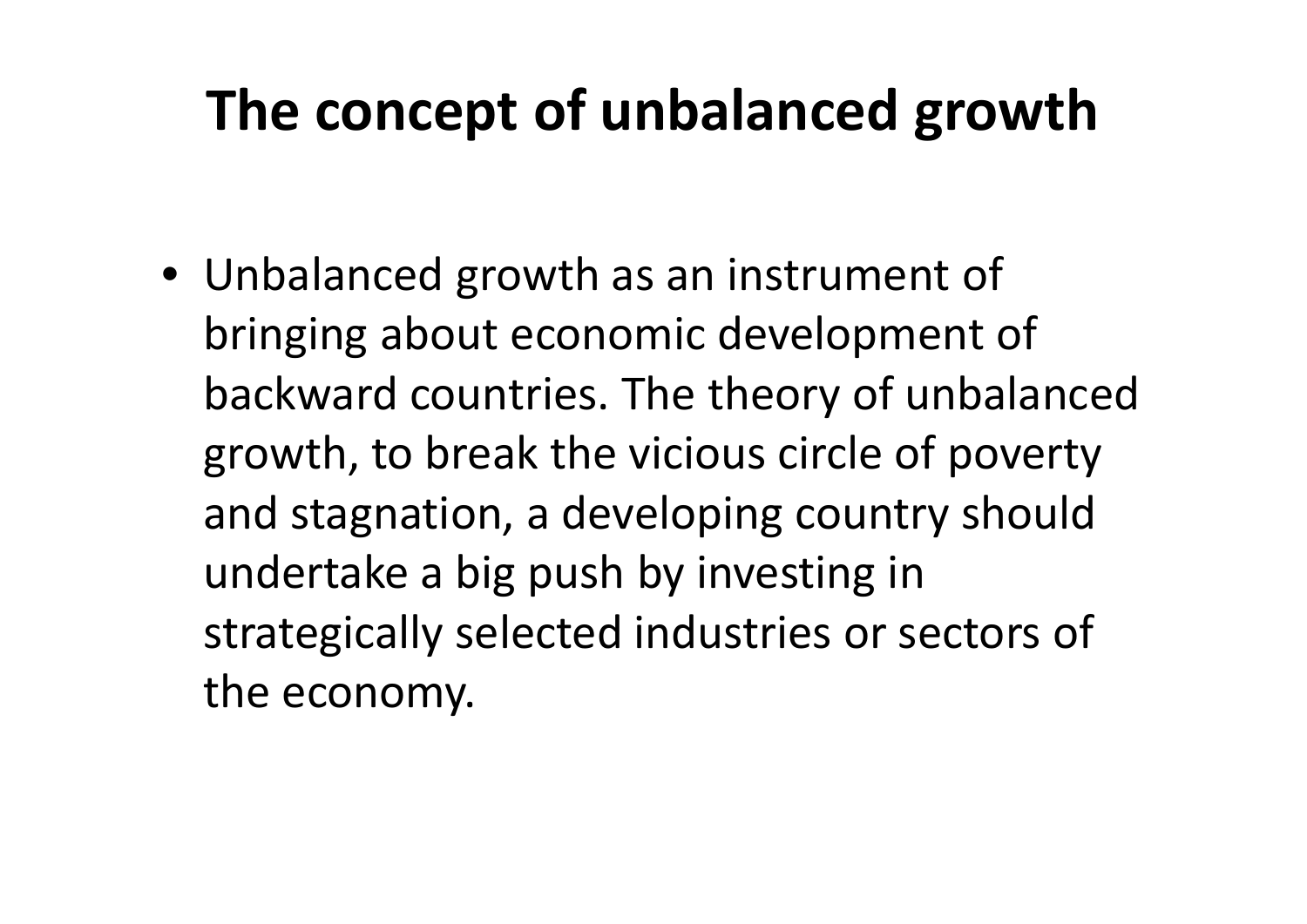# The concept of unbalanced growth

- Unbalanced growth as an instrument of bringing about economic development of backward countries. The theory of unbalanced growth, to break the vicious circle of poverty and stagnation, a developing country should undertake a big push by investing in strategically selected industries or sectors of the economy.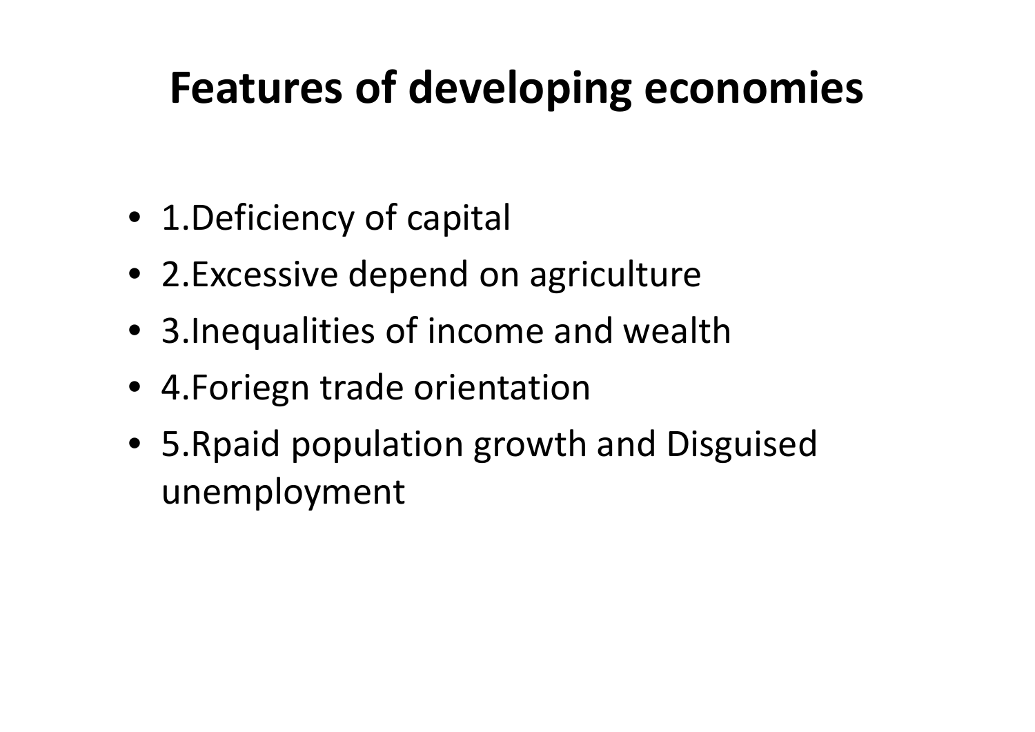# Features of developing economies

- 1.Deficiency of capital
- 2.Excessive depend on agriculture
- 3.Inequalities of income and wealth
- 4.Foriegn trade orientation
- 5.Rpaid population growth and Disguised unemployment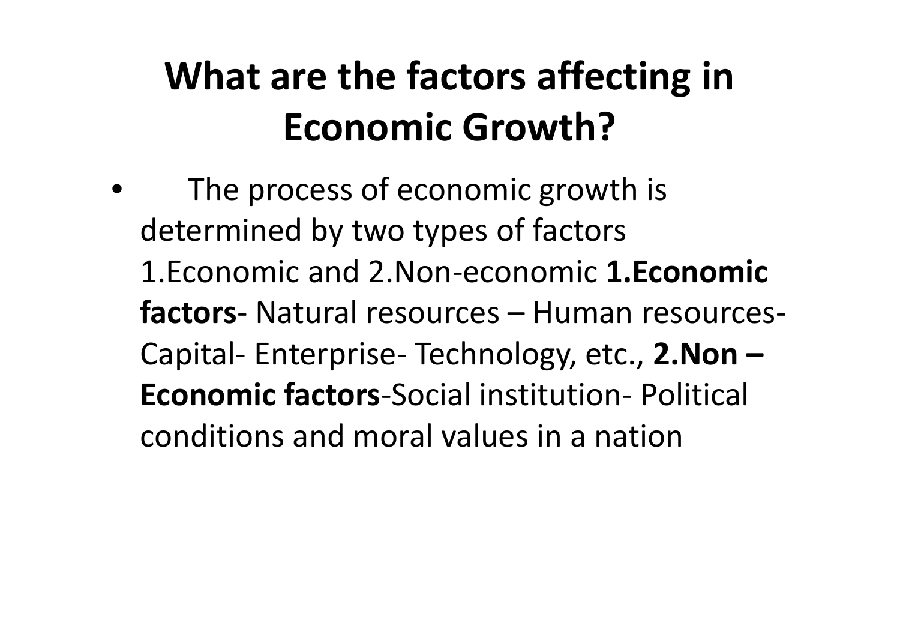# What are the factors affecting in Economic Growth?

- The process of economic growth is determined by two types of factors 1.Economic and 2.Non-economic **1.Economic factors**- Natural resources – Human resources- Capital- Enterprise- Technology, etc., **2.Non – Economic factors**-Social institution- Political conditions and moral values in a nation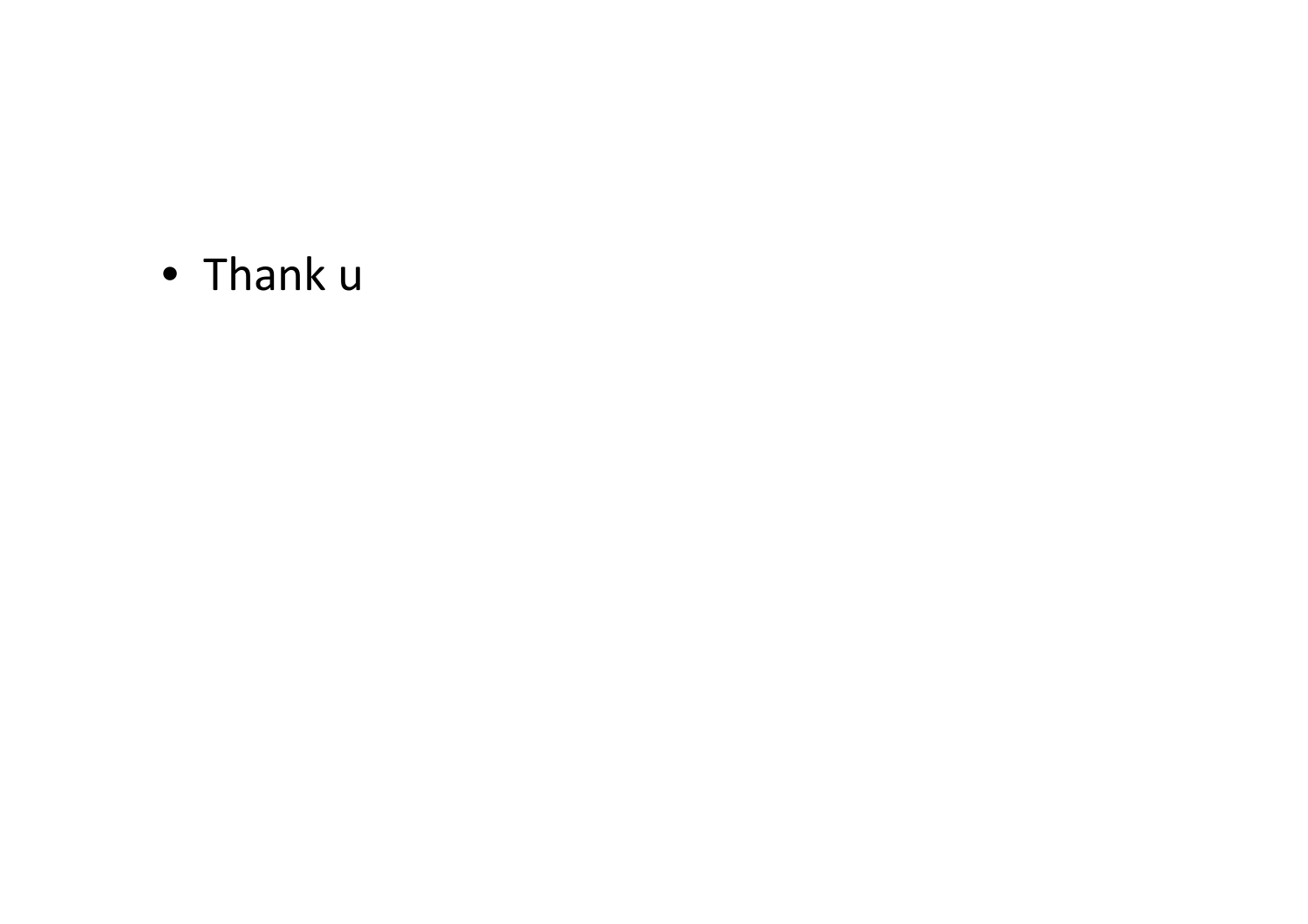- Thank u